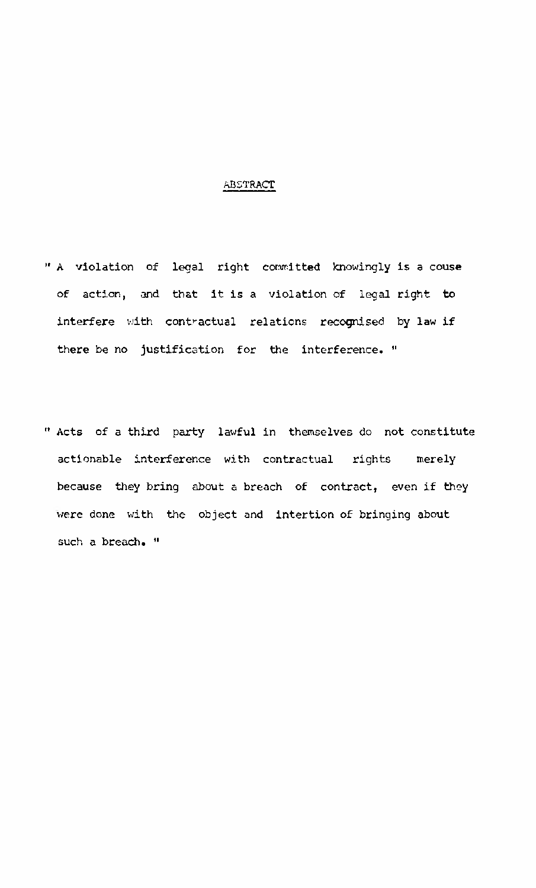# ABSTRACT

" A violation of legal right committed knowingly is a couse of action, and that it is a violation of legal right to interfere with contractual relations recognised by law if there be no justification for the interference. "

" Acts of a third party lawful in themselves do not constitute actionable interference with contractual rights merely because they bring about a breach of contract, even if they were done with the object and intertion of bringing about such a breach. "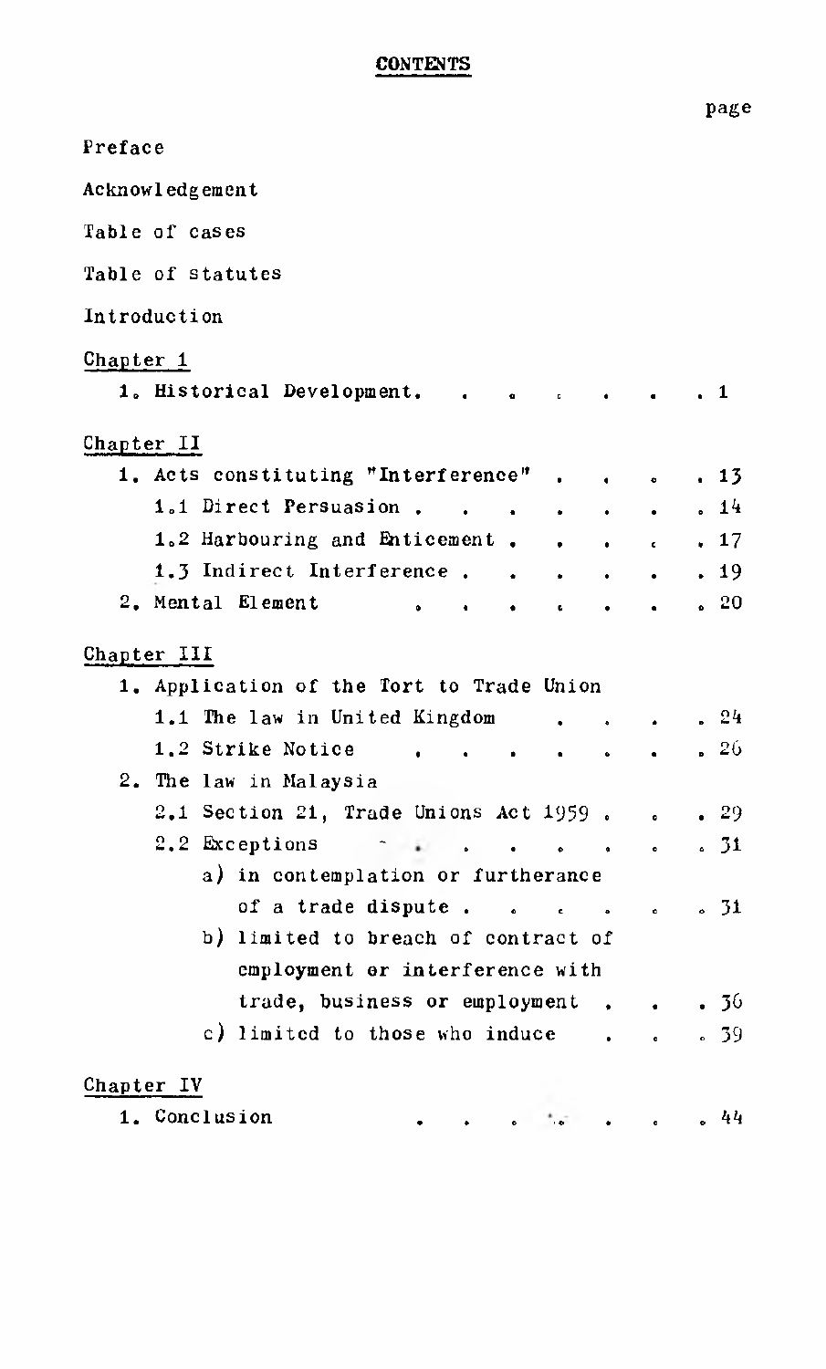# CONTENTS

| | page |
|---|---|
| Preface | |
| Acknowledgement | |
| Table of cases | |
| Table of statutes | |
| Introduction | |
| **Chapter 1** | |
| 1. Historical Development | 1 |
| **Chapter II** | |
| 1. Acts constituting "Interference" | 13 |
| 1.1 Direct Persuasion | 14 |
| 1.2 Harbouring and Enticement | 17 |
| 1.3 Indirect Interference | 19 |
| 2. Mental Element | 20 |
| **Chapter III** | |
| 1. Application of the Tort to Trade Union | |
| 1.1 The law in United Kingdom | 24 |
| 1.2 Strike Notice | 26 |
| 2. The law in Malaysia | |
| 2.1 Section 21, Trade Unions Act 1959 | 29 |
| 2.2 Exceptions | 31 |
| a) in contemplation or furtherance of a trade dispute | 31 |
| b) limited to breach of contract of employment or interference with trade, business or employment | 36 |
| c) limited to those who induce | 39 |
| **Chapter IV** | |
| 1. Conclusion | 44 |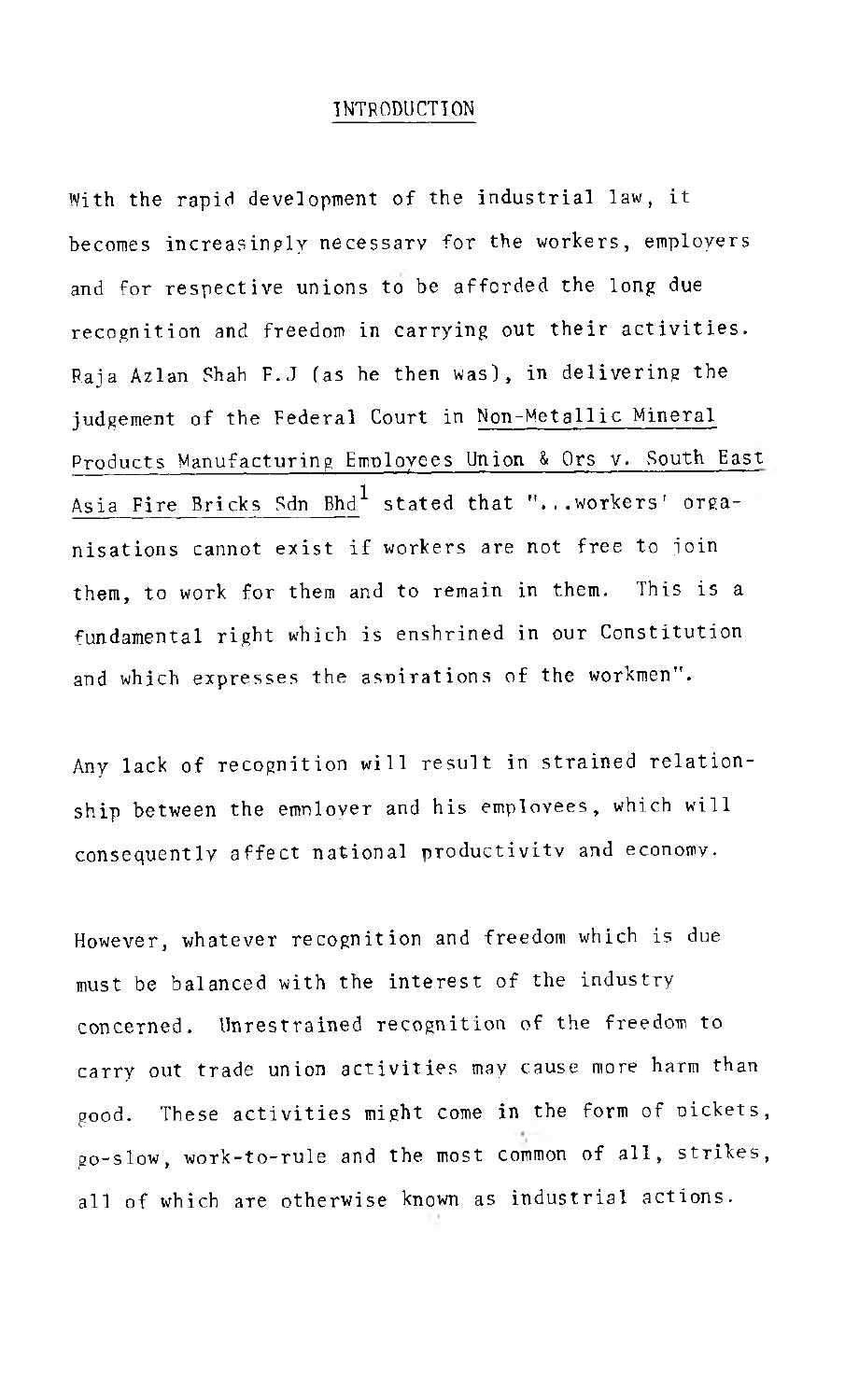# INTRODUCTION

With the rapid development of the industrial law, it becomes increasingly necessary for the workers, employers and for respective unions to be afforded the long due recognition and freedom in carrying out their activities. Raja Azlan Shah F.J (as he then was), in delivering the judgement of the Federal Court in Non-Metallic Mineral Products Manufacturing Employees Union & Ors v. South East Asia Fire Bricks Sdn Bhd[1] stated that "...workers' organisations cannot exist if workers are not free to join them, to work for them and to remain in them. This is a fundamental right which is enshrined in our Constitution and which expresses the aspirations of the workmen".

Any lack of recognition will result in strained relationship between the employer and his employees, which will consequently affect national productivity and economy.

However, whatever recognition and freedom which is due must be balanced with the interest of the industry concerned. Unrestrained recognition of the freedom to carry out trade union activities may cause more harm than good. These activities might come in the form of pickets, go-slow, work-to-rule and the most common of all, strikes, all of which are otherwise known as industrial actions.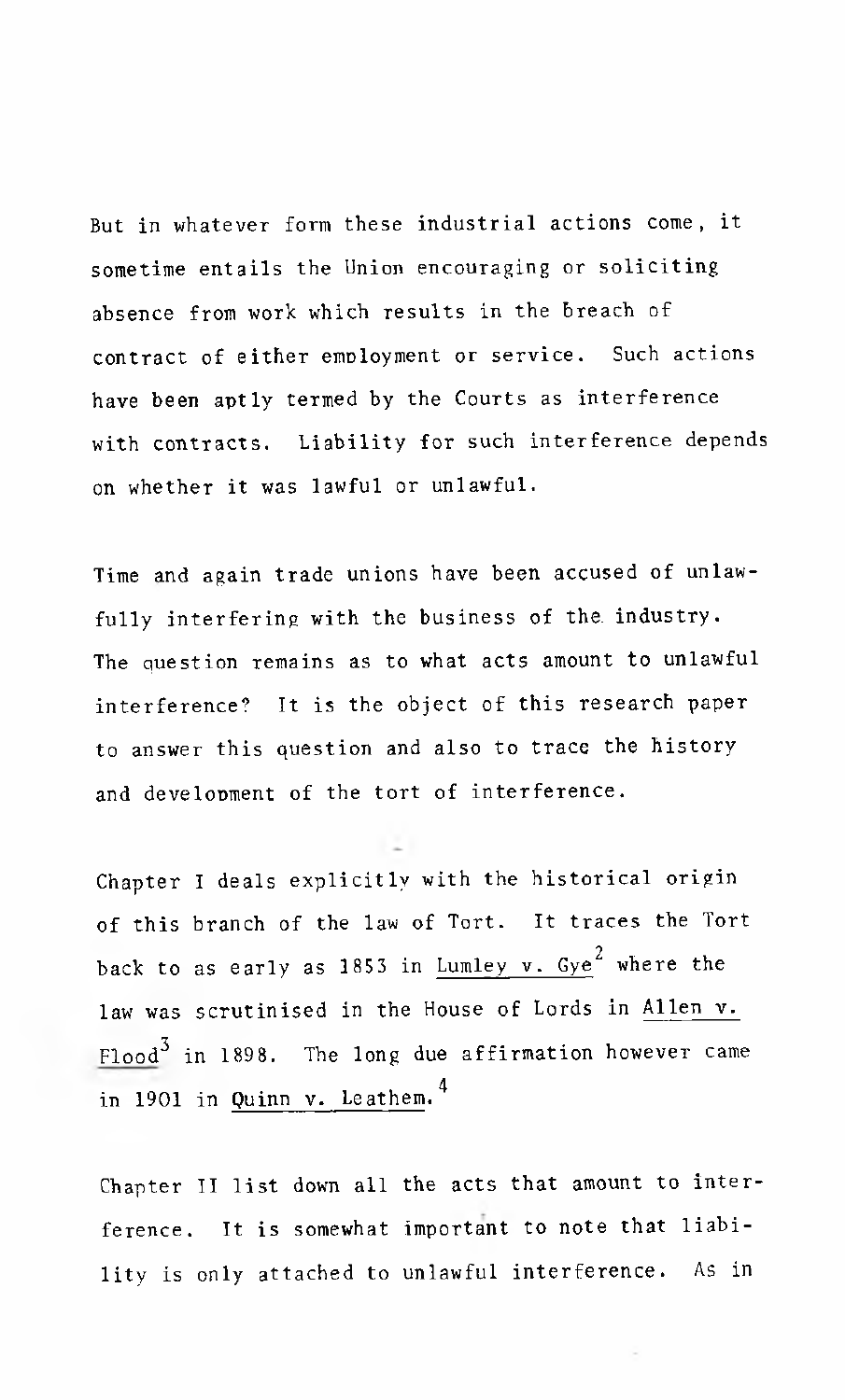But in whatever form these industrial actions come, it sometime entails the Union encouraging or soliciting absence from work which results in the breach of contract of either employment or service. Such actions have been aptly termed by the Courts as interference with contracts. Liability for such interference depends on whether it was lawful or unlawful.

Time and again trade unions have been accused of unlawfully interfering with the business of the industry. The question remains as to what acts amount to unlawful interference? It is the object of this research paper to answer this question and also to trace the history and development of the tort of interference.

Chapter I deals explicitly with the historical origin of this branch of the law of Tort. It traces the Tort back to as early as 1853 in Lumley v. Gye[2] where the law was scrutinised in the House of Lords in Allen v. Flood[3] in 1898. The long due affirmation however came in 1901 in Quinn v. Leathem.[4]

Chapter II list down all the acts that amount to interference. It is somewhat important to note that liability is only attached to unlawful interference. As in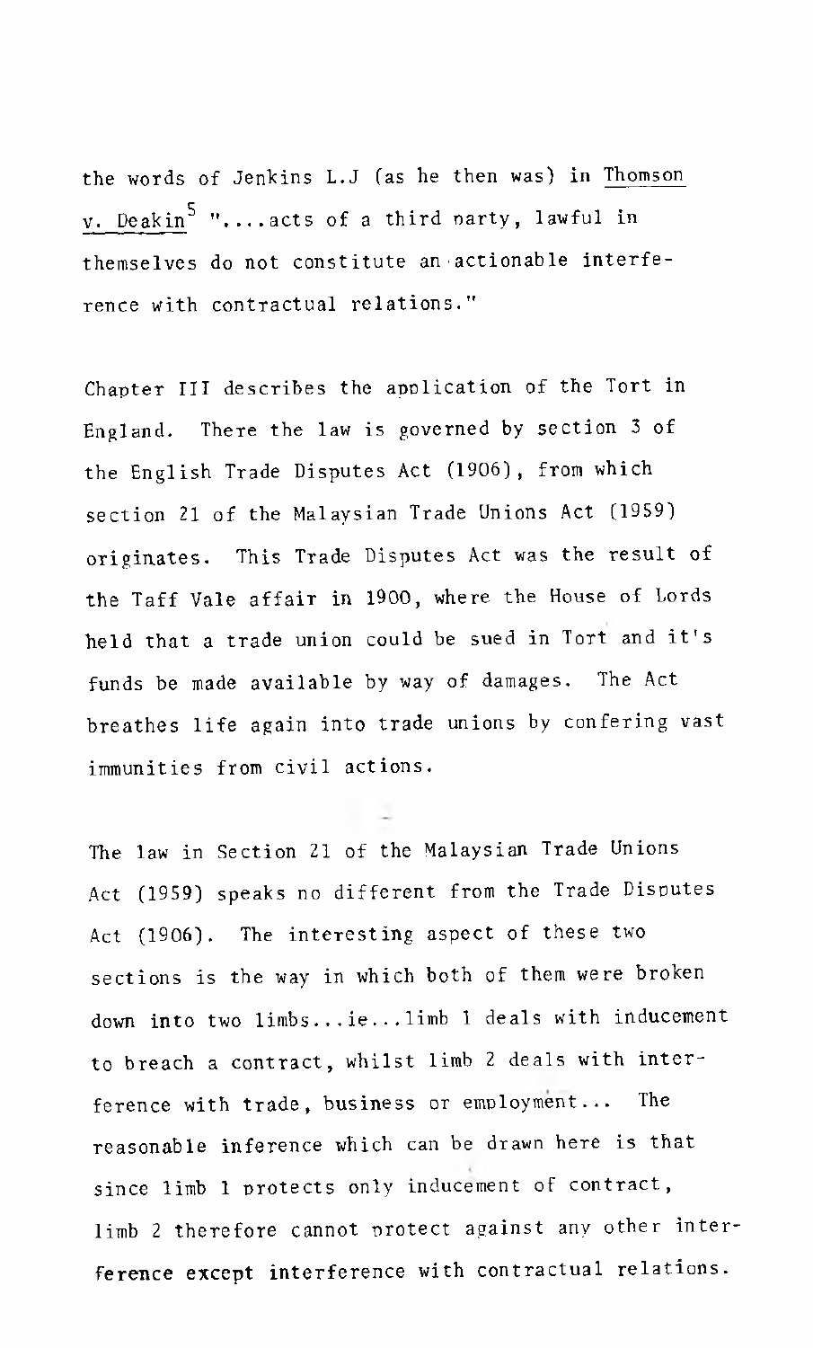the words of Jenkins L.J (as he then was) in Thomson v. Deakin[5] "....acts of a third party, lawful in themselves do not constitute an actionable interference with contractual relations."

Chapter III describes the application of the Tort in England. There the law is governed by section 3 of the English Trade Disputes Act (1906), from which section 21 of the Malaysian Trade Unions Act (1959) originates. This Trade Disputes Act was the result of the Taff Vale affair in 1900, where the House of Lords held that a trade union could be sued in Tort and it's funds be made available by way of damages. The Act breathes life again into trade unions by confering vast immunities from civil actions.

The law in Section 21 of the Malaysian Trade Unions Act (1959) speaks no different from the Trade Disputes Act (1906). The interesting aspect of these two sections is the way in which both of them were broken down into two limbs...ie...limb 1 deals with inducement to breach a contract, whilst limb 2 deals with interference with trade, business or employment... The reasonable inference which can be drawn here is that since limb 1 protects only inducement of contract, limb 2 therefore cannot protect against any other interference except interference with contractual relations.